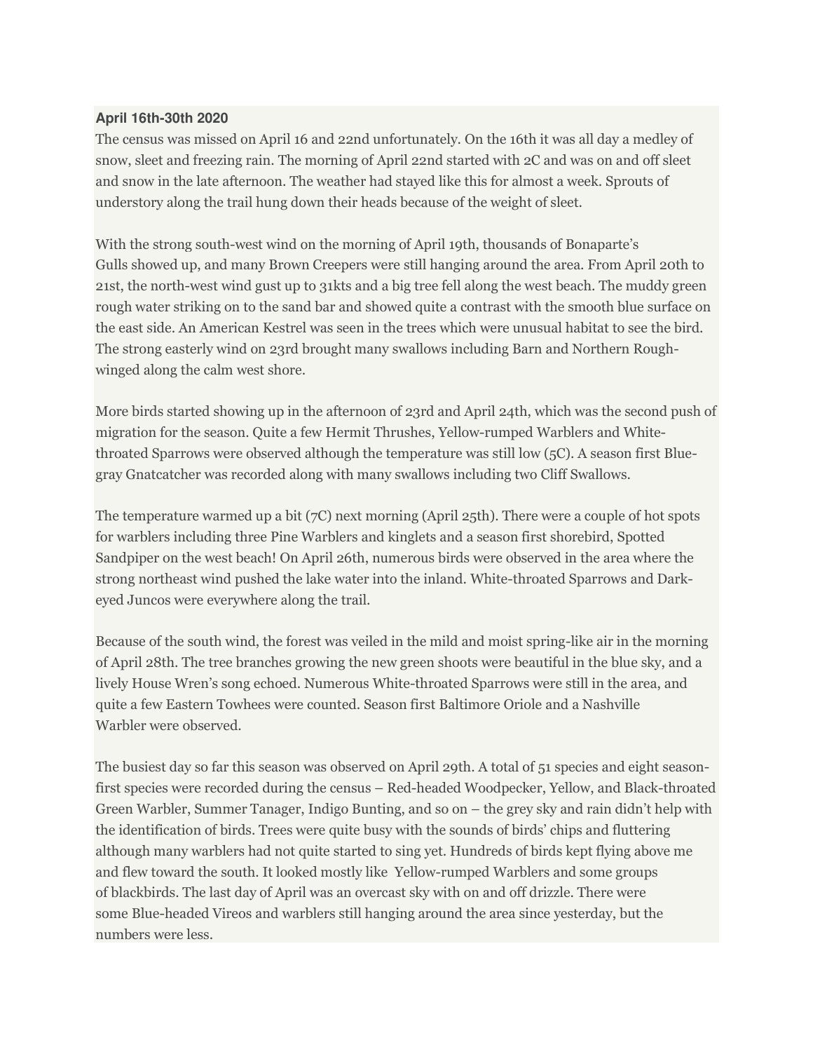**April 16th-30th 2020**

The census was missed on April 16 and 22nd unfortunately. On the 16th it was all day a medley of snow, sleet and freezing rain. The morning of April 22nd started with 2C and was on and off sleet and snow in the late afternoon. The weather had stayed like this for almost a week. Sprouts of understory along the trail hung down their heads because of the weight of sleet.

With the strong south-west wind on the morning of April 19th, thousands of Bonaparte's Gulls showed up, and many Brown Creepers were still hanging around the area. From April 20th to 21st, the north-west wind gust up to 31kts and a big tree fell along the west beach. The muddy green rough water striking on to the sand bar and showed quite a contrast with the smooth blue surface on the east side. An American Kestrel was seen in the trees which were unusual habitat to see the bird. The strong easterly wind on 23rd brought many swallows including Barn and Northern Rough-winged along the calm west shore.

More birds started showing up in the afternoon of 23rd and April 24th, which was the second push of migration for the season. Quite a few Hermit Thrushes, Yellow-rumped Warblers and White-throated Sparrows were observed although the temperature was still low (5C). A season first Blue-gray Gnatcatcher was recorded along with many swallows including two Cliff Swallows.

The temperature warmed up a bit (7C) next morning (April 25th). There were a couple of hot spots for warblers including three Pine Warblers and kinglets and a season first shorebird, Spotted Sandpiper on the west beach! On April 26th, numerous birds were observed in the area where the strong northeast wind pushed the lake water into the inland. White-throated Sparrows and Dark-eyed Juncos were everywhere along the trail.

Because of the south wind, the forest was veiled in the mild and moist spring-like air in the morning of April 28th. The tree branches growing the new green shoots were beautiful in the blue sky, and a lively House Wren's song echoed. Numerous White-throated Sparrows were still in the area, and quite a few Eastern Towhees were counted. Season first Baltimore Oriole and a Nashville Warbler were observed.

The busiest day so far this season was observed on April 29th. A total of 51 species and eight season-first species were recorded during the census – Red-headed Woodpecker, Yellow, and Black-throated Green Warbler, Summer Tanager, Indigo Bunting, and so on – the grey sky and rain didn't help with the identification of birds. Trees were quite busy with the sounds of birds' chips and fluttering although many warblers had not quite started to sing yet. Hundreds of birds kept flying above me and flew toward the south. It looked mostly like Yellow-rumped Warblers and some groups of blackbirds. The last day of April was an overcast sky with on and off drizzle. There were some Blue-headed Vireos and warblers still hanging around the area since yesterday, but the numbers were less.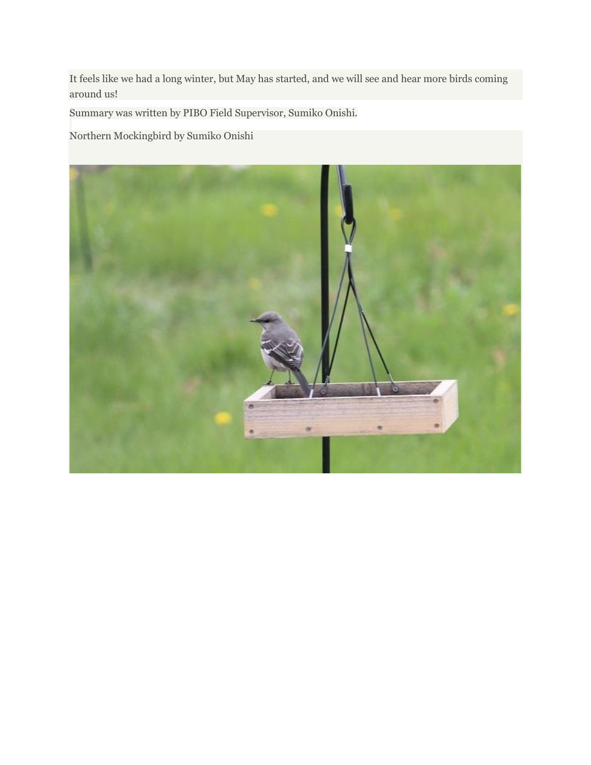It feels like we had a long winter, but May has started, and we will see and hear more birds coming around us!

Summary was written by PIBO Field Supervisor, Sumiko Onishi.

Northern Mockingbird by Sumiko Onishi